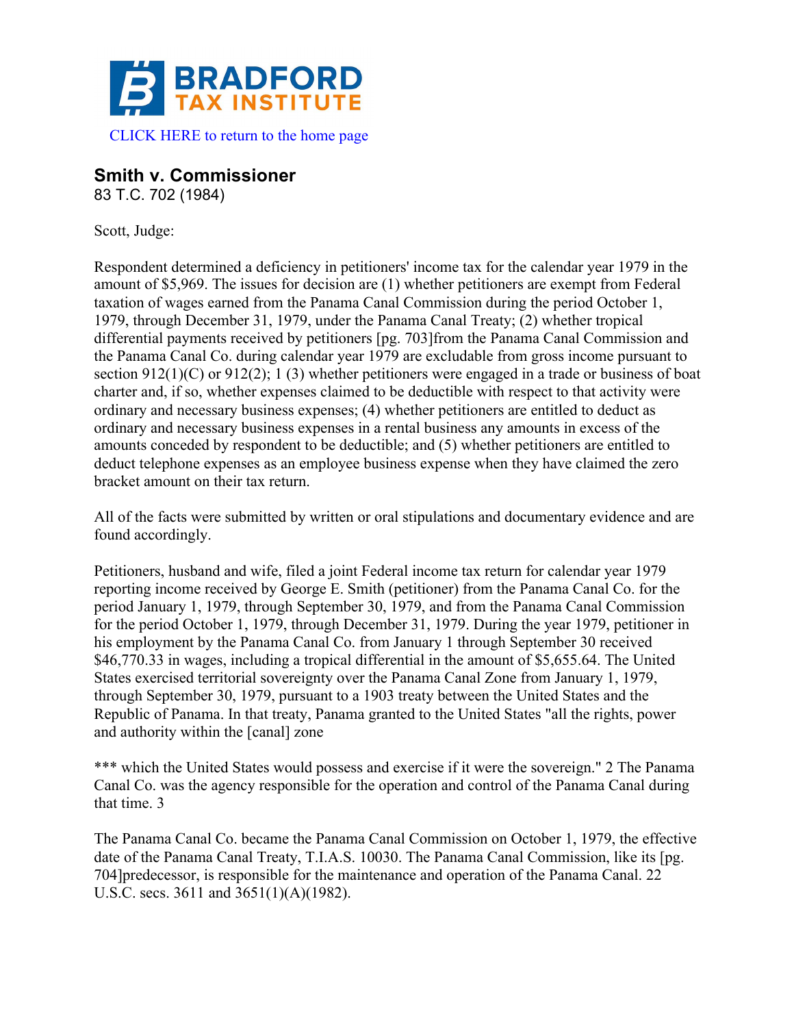# BRADFORD TAX INSTITUTE

CLICK HERE to return to the home page

## Smith v. Commissioner

83 T.C. 702 (1984)

Scott, Judge:

Respondent determined a deficiency in petitioners' income tax for the calendar year 1979 in the amount of $5,969. The issues for decision are (1) whether petitioners are exempt from Federal taxation of wages earned from the Panama Canal Commission during the period October 1, 1979, through December 31, 1979, under the Panama Canal Treaty; (2) whether tropical differential payments received by petitioners [pg. 703]from the Panama Canal Commission and the Panama Canal Co. during calendar year 1979 are excludable from gross income pursuant to section 912(1)(C) or 912(2); 1 (3) whether petitioners were engaged in a trade or business of boat charter and, if so, whether expenses claimed to be deductible with respect to that activity were ordinary and necessary business expenses; (4) whether petitioners are entitled to deduct as ordinary and necessary business expenses in a rental business any amounts in excess of the amounts conceded by respondent to be deductible; and (5) whether petitioners are entitled to deduct telephone expenses as an employee business expense when they have claimed the zero bracket amount on their tax return.

All of the facts were submitted by written or oral stipulations and documentary evidence and are found accordingly.

Petitioners, husband and wife, filed a joint Federal income tax return for calendar year 1979 reporting income received by George E. Smith (petitioner) from the Panama Canal Co. for the period January 1, 1979, through September 30, 1979, and from the Panama Canal Commission for the period October 1, 1979, through December 31, 1979. During the year 1979, petitioner in his employment by the Panama Canal Co. from January 1 through September 30 received $46,770.33 in wages, including a tropical differential in the amount of $5,655.64. The United States exercised territorial sovereignty over the Panama Canal Zone from January 1, 1979, through September 30, 1979, pursuant to a 1903 treaty between the United States and the Republic of Panama. In that treaty, Panama granted to the United States "all the rights, power and authority within the [canal] zone

*** which the United States would possess and exercise if it were the sovereign." 2 The Panama Canal Co. was the agency responsible for the operation and control of the Panama Canal during that time. 3

The Panama Canal Co. became the Panama Canal Commission on October 1, 1979, the effective date of the Panama Canal Treaty, T.I.A.S. 10030. The Panama Canal Commission, like its [pg. 704]predecessor, is responsible for the maintenance and operation of the Panama Canal. 22 U.S.C. secs. 3611 and 3651(1)(A)(1982).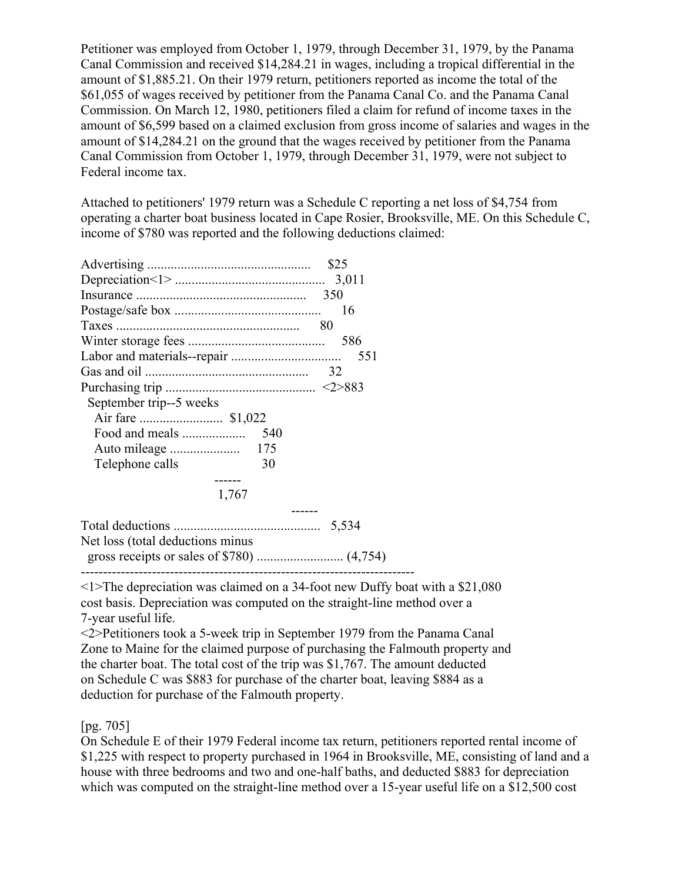Petitioner was employed from October 1, 1979, through December 31, 1979, by the Panama Canal Commission and received $14,284.21 in wages, including a tropical differential in the amount of $1,885.21. On their 1979 return, petitioners reported as income the total of the $61,055 of wages received by petitioner from the Panama Canal Co. and the Panama Canal Commission. On March 12, 1980, petitioners filed a claim for refund of income taxes in the amount of $6,599 based on a claimed exclusion from gross income of salaries and wages in the amount of $14,284.21 on the ground that the wages received by petitioner from the Panama Canal Commission from October 1, 1979, through December 31, 1979, were not subject to Federal income tax.

Attached to petitioners' 1979 return was a Schedule C reporting a net loss of $4,754 from operating a charter boat business located in Cape Rosier, Brooksville, ME. On this Schedule C, income of $780 was reported and the following deductions claimed:

| | | |
|---|---|---|
| Advertising | | $25 |
| Depreciation[1] | | 3,011 |
| Insurance | | 350 |
| Postage/safe box | | 16 |
| Taxes | | 80 |
| Winter storage fees | | 586 |
| Labor and materials--repair | | 551 |
| Gas and oil | | 32 |
| Purchasing trip | | [2]883 |
| September trip--5 weeks | | |
| Air fare | $1,022 | |
| Food and meals | 540 | |
| Auto mileage | 175 | |
| Telephone calls | 30 | |
| | ------ | |
| | 1,767 | |
| | | ------ |
| Total deductions | | 5,534 |
| Net loss (total deductions minus gross receipts or sales of $780) | | (4,754) |

---

[1]The depreciation was claimed on a 34-foot new Duffy boat with a $21,080 cost basis. Depreciation was computed on the straight-line method over a 7-year useful life.

[2]Petitioners took a 5-week trip in September 1979 from the Panama Canal Zone to Maine for the claimed purpose of purchasing the Falmouth property and the charter boat. The total cost of the trip was $1,767. The amount deducted on Schedule C was $883 for purchase of the charter boat, leaving $884 as a deduction for purchase of the Falmouth property.

[pg. 705]

On Schedule E of their 1979 Federal income tax return, petitioners reported rental income of $1,225 with respect to property purchased in 1964 in Brooksville, ME, consisting of land and a house with three bedrooms and two and one-half baths, and deducted $883 for depreciation which was computed on the straight-line method over a 15-year useful life on a $12,500 cost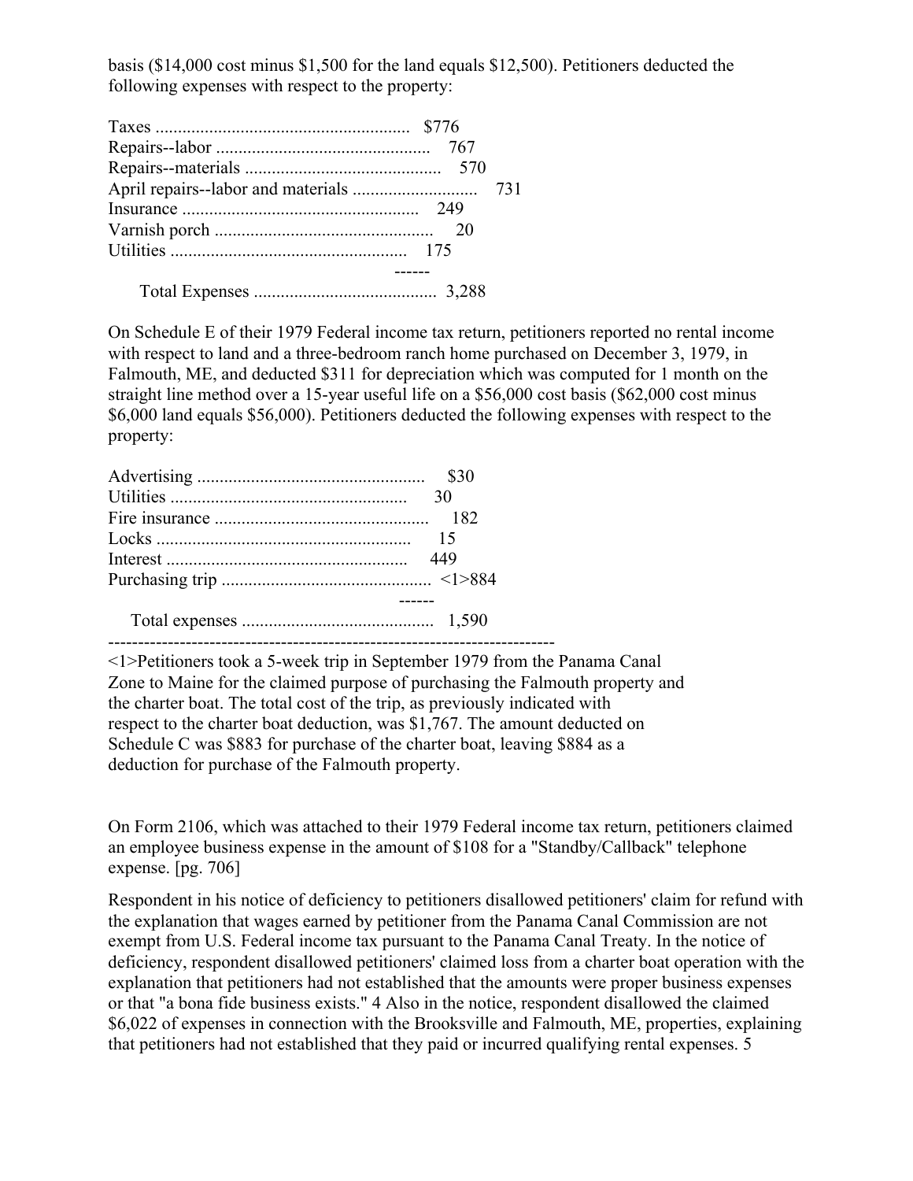basis ($14,000 cost minus $1,500 for the land equals $12,500). Petitioners deducted the following expenses with respect to the property:

| | |
|---|---|
| Taxes | $776 |
| Repairs--labor | 767 |
| Repairs--materials | 570 |
| April repairs--labor and materials | 731 |
| Insurance | 249 |
| Varnish porch | 20 |
| Utilities | 175 |
| Total Expenses | 3,288 |

On Schedule E of their 1979 Federal income tax return, petitioners reported no rental income with respect to land and a three-bedroom ranch home purchased on December 3, 1979, in Falmouth, ME, and deducted $311 for depreciation which was computed for 1 month on the straight line method over a 15-year useful life on a $56,000 cost basis ($62,000 cost minus $6,000 land equals $56,000). Petitioners deducted the following expenses with respect to the property:

| | |
|---|---|
| Advertising | $30 |
| Utilities | 30 |
| Fire insurance | 182 |
| Locks | 15 |
| Interest | 449 |
| Purchasing trip | <1>884 |
| Total expenses | 1,590 |

---

<1>Petitioners took a 5-week trip in September 1979 from the Panama Canal Zone to Maine for the claimed purpose of purchasing the Falmouth property and the charter boat. The total cost of the trip, as previously indicated with respect to the charter boat deduction, was $1,767. The amount deducted on Schedule C was $883 for purchase of the charter boat, leaving $884 as a deduction for purchase of the Falmouth property.

On Form 2106, which was attached to their 1979 Federal income tax return, petitioners claimed an employee business expense in the amount of $108 for a "Standby/Callback" telephone expense. [pg. 706]

Respondent in his notice of deficiency to petitioners disallowed petitioners' claim for refund with the explanation that wages earned by petitioner from the Panama Canal Commission are not exempt from U.S. Federal income tax pursuant to the Panama Canal Treaty. In the notice of deficiency, respondent disallowed petitioners' claimed loss from a charter boat operation with the explanation that petitioners had not established that the amounts were proper business expenses or that "a bona fide business exists." 4 Also in the notice, respondent disallowed the claimed $6,022 of expenses in connection with the Brooksville and Falmouth, ME, properties, explaining that petitioners had not established that they paid or incurred qualifying rental expenses. 5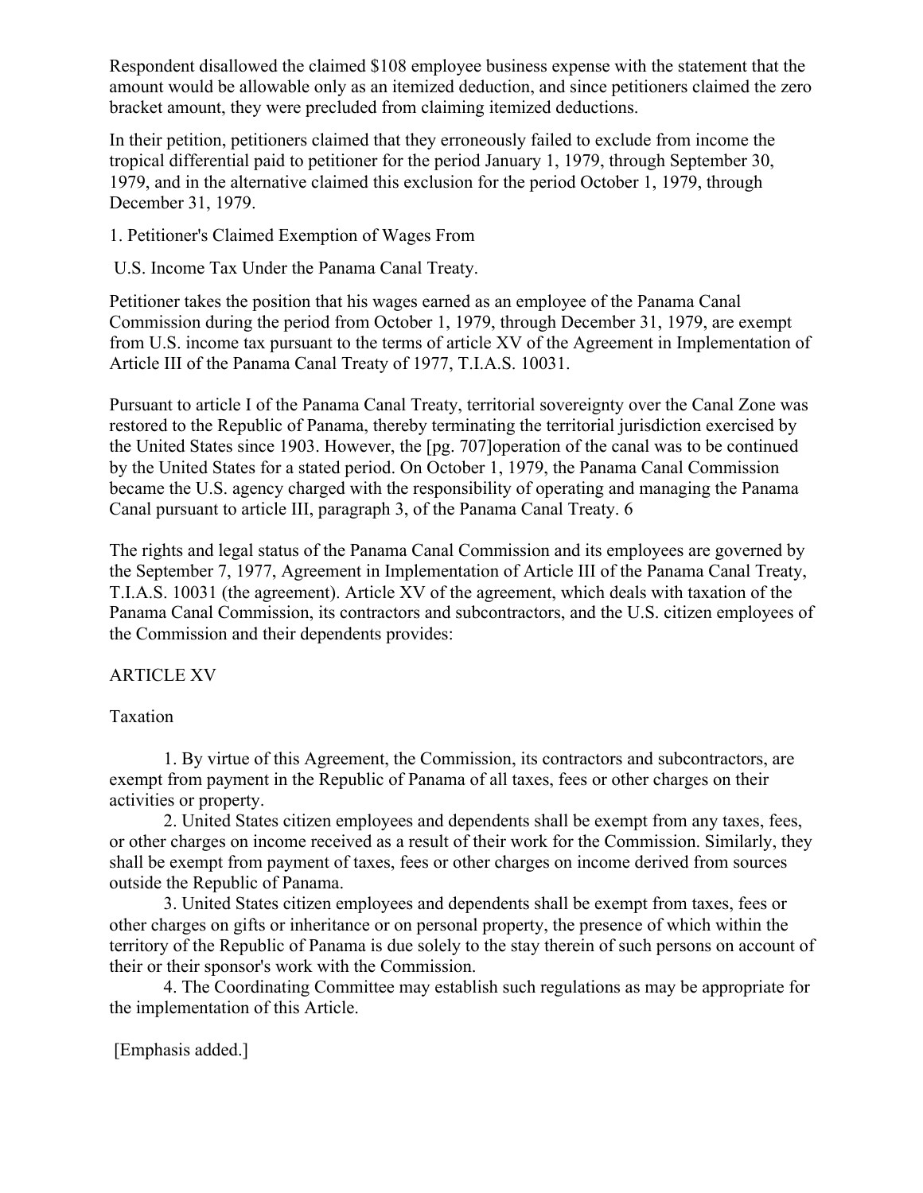Respondent disallowed the claimed $108 employee business expense with the statement that the amount would be allowable only as an itemized deduction, and since petitioners claimed the zero bracket amount, they were precluded from claiming itemized deductions.

In their petition, petitioners claimed that they erroneously failed to exclude from income the tropical differential paid to petitioner for the period January 1, 1979, through September 30, 1979, and in the alternative claimed this exclusion for the period October 1, 1979, through December 31, 1979.

1. Petitioner's Claimed Exemption of Wages From

U.S. Income Tax Under the Panama Canal Treaty.

Petitioner takes the position that his wages earned as an employee of the Panama Canal Commission during the period from October 1, 1979, through December 31, 1979, are exempt from U.S. income tax pursuant to the terms of article XV of the Agreement in Implementation of Article III of the Panama Canal Treaty of 1977, T.I.A.S. 10031.

Pursuant to article I of the Panama Canal Treaty, territorial sovereignty over the Canal Zone was restored to the Republic of Panama, thereby terminating the territorial jurisdiction exercised by the United States since 1903. However, the [pg. 707]operation of the canal was to be continued by the United States for a stated period. On October 1, 1979, the Panama Canal Commission became the U.S. agency charged with the responsibility of operating and managing the Panama Canal pursuant to article III, paragraph 3, of the Panama Canal Treaty. 6

The rights and legal status of the Panama Canal Commission and its employees are governed by the September 7, 1977, Agreement in Implementation of Article III of the Panama Canal Treaty, T.I.A.S. 10031 (the agreement). Article XV of the agreement, which deals with taxation of the Panama Canal Commission, its contractors and subcontractors, and the U.S. citizen employees of the Commission and their dependents provides:

ARTICLE XV

Taxation

1. By virtue of this Agreement, the Commission, its contractors and subcontractors, are exempt from payment in the Republic of Panama of all taxes, fees or other charges on their activities or property.

2. United States citizen employees and dependents shall be exempt from any taxes, fees, or other charges on income received as a result of their work for the Commission. Similarly, they shall be exempt from payment of taxes, fees or other charges on income derived from sources outside the Republic of Panama.

3. United States citizen employees and dependents shall be exempt from taxes, fees or other charges on gifts or inheritance or on personal property, the presence of which within the territory of the Republic of Panama is due solely to the stay therein of such persons on account of their or their sponsor's work with the Commission.

4. The Coordinating Committee may establish such regulations as may be appropriate for the implementation of this Article.

[Emphasis added.]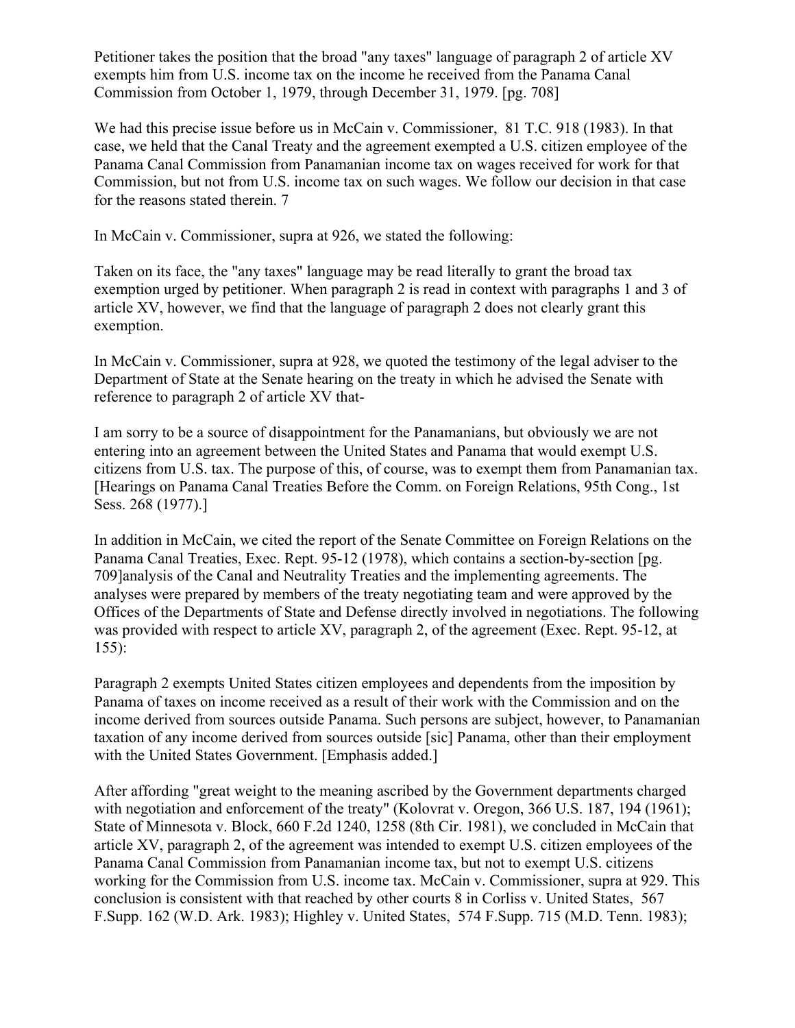Petitioner takes the position that the broad "any taxes" language of paragraph 2 of article XV exempts him from U.S. income tax on the income he received from the Panama Canal Commission from October 1, 1979, through December 31, 1979. [pg. 708]

We had this precise issue before us in McCain v. Commissioner, 81 T.C. 918 (1983). In that case, we held that the Canal Treaty and the agreement exempted a U.S. citizen employee of the Panama Canal Commission from Panamanian income tax on wages received for work for that Commission, but not from U.S. income tax on such wages. We follow our decision in that case for the reasons stated therein. 7

In McCain v. Commissioner, supra at 926, we stated the following:

Taken on its face, the "any taxes" language may be read literally to grant the broad tax exemption urged by petitioner. When paragraph 2 is read in context with paragraphs 1 and 3 of article XV, however, we find that the language of paragraph 2 does not clearly grant this exemption.

In McCain v. Commissioner, supra at 928, we quoted the testimony of the legal adviser to the Department of State at the Senate hearing on the treaty in which he advised the Senate with reference to paragraph 2 of article XV that-

I am sorry to be a source of disappointment for the Panamanians, but obviously we are not entering into an agreement between the United States and Panama that would exempt U.S. citizens from U.S. tax. The purpose of this, of course, was to exempt them from Panamanian tax. [Hearings on Panama Canal Treaties Before the Comm. on Foreign Relations, 95th Cong., 1st Sess. 268 (1977).]

In addition in McCain, we cited the report of the Senate Committee on Foreign Relations on the Panama Canal Treaties, Exec. Rept. 95-12 (1978), which contains a section-by-section [pg. 709]analysis of the Canal and Neutrality Treaties and the implementing agreements. The analyses were prepared by members of the treaty negotiating team and were approved by the Offices of the Departments of State and Defense directly involved in negotiations. The following was provided with respect to article XV, paragraph 2, of the agreement (Exec. Rept. 95-12, at 155):

Paragraph 2 exempts United States citizen employees and dependents from the imposition by Panama of taxes on income received as a result of their work with the Commission and on the income derived from sources outside Panama. Such persons are subject, however, to Panamanian taxation of any income derived from sources outside [sic] Panama, other than their employment with the United States Government. [Emphasis added.]

After affording "great weight to the meaning ascribed by the Government departments charged with negotiation and enforcement of the treaty" (Kolovrat v. Oregon, 366 U.S. 187, 194 (1961); State of Minnesota v. Block, 660 F.2d 1240, 1258 (8th Cir. 1981), we concluded in McCain that article XV, paragraph 2, of the agreement was intended to exempt U.S. citizen employees of the Panama Canal Commission from Panamanian income tax, but not to exempt U.S. citizens working for the Commission from U.S. income tax. McCain v. Commissioner, supra at 929. This conclusion is consistent with that reached by other courts 8 in Corliss v. United States, 567 F.Supp. 162 (W.D. Ark. 1983); Highley v. United States, 574 F.Supp. 715 (M.D. Tenn. 1983);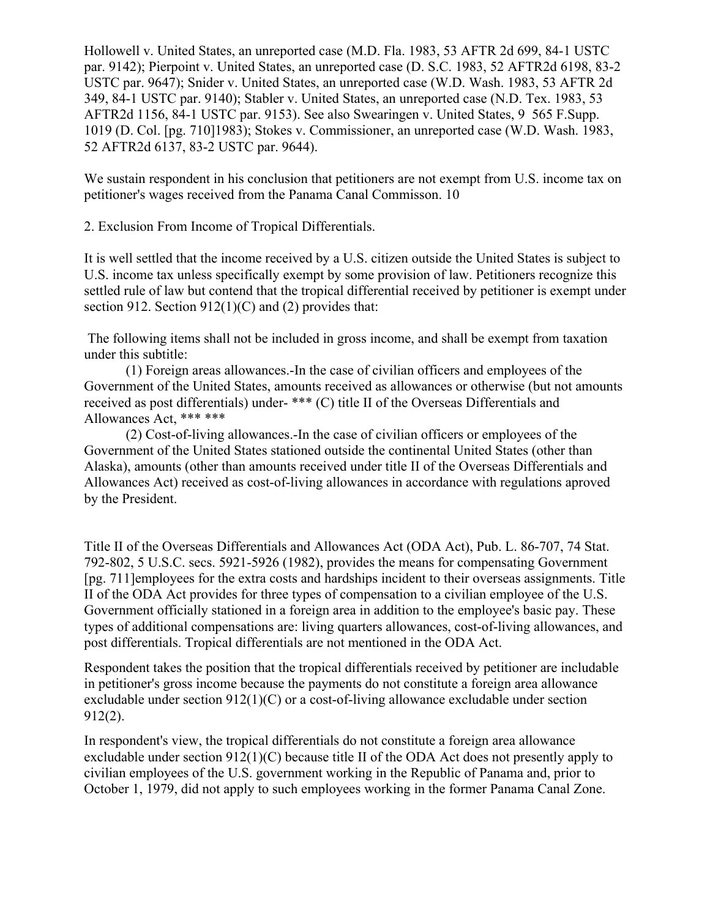Hollowell v. United States, an unreported case (M.D. Fla. 1983, 53 AFTR 2d 699, 84-1 USTC par. 9142); Pierpoint v. United States, an unreported case (D. S.C. 1983, 52 AFTR2d 6198, 83-2 USTC par. 9647); Snider v. United States, an unreported case (W.D. Wash. 1983, 53 AFTR 2d 349, 84-1 USTC par. 9140); Stabler v. United States, an unreported case (N.D. Tex. 1983, 53 AFTR2d 1156, 84-1 USTC par. 9153). See also Swearingen v. United States, 9 565 F.Supp. 1019 (D. Col. [pg. 710]1983); Stokes v. Commissioner, an unreported case (W.D. Wash. 1983, 52 AFTR2d 6137, 83-2 USTC par. 9644).

We sustain respondent in his conclusion that petitioners are not exempt from U.S. income tax on petitioner's wages received from the Panama Canal Commisson. 10

2. Exclusion From Income of Tropical Differentials.

It is well settled that the income received by a U.S. citizen outside the United States is subject to U.S. income tax unless specifically exempt by some provision of law. Petitioners recognize this settled rule of law but contend that the tropical differential received by petitioner is exempt under section 912. Section 912(1)(C) and (2) provides that:

> The following items shall not be included in gross income, and shall be exempt from taxation under this subtitle:
>
> (1) Foreign areas allowances.-In the case of civilian officers and employees of the Government of the United States, amounts received as allowances or otherwise (but not amounts received as post differentials) under- *** (C) title II of the Overseas Differentials and Allowances Act, *** ***
>
> (2) Cost-of-living allowances.-In the case of civilian officers or employees of the Government of the United States stationed outside the continental United States (other than Alaska), amounts (other than amounts received under title II of the Overseas Differentials and Allowances Act) received as cost-of-living allowances in accordance with regulations aproved by the President.

Title II of the Overseas Differentials and Allowances Act (ODA Act), Pub. L. 86-707, 74 Stat. 792-802, 5 U.S.C. secs. 5921-5926 (1982), provides the means for compensating Government [pg. 711]employees for the extra costs and hardships incident to their overseas assignments. Title II of the ODA Act provides for three types of compensation to a civilian employee of the U.S. Government officially stationed in a foreign area in addition to the employee's basic pay. These types of additional compensations are: living quarters allowances, cost-of-living allowances, and post differentials. Tropical differentials are not mentioned in the ODA Act.

Respondent takes the position that the tropical differentials received by petitioner are includable in petitioner's gross income because the payments do not constitute a foreign area allowance excludable under section 912(1)(C) or a cost-of-living allowance excludable under section 912(2).

In respondent's view, the tropical differentials do not constitute a foreign area allowance excludable under section 912(1)(C) because title II of the ODA Act does not presently apply to civilian employees of the U.S. government working in the Republic of Panama and, prior to October 1, 1979, did not apply to such employees working in the former Panama Canal Zone.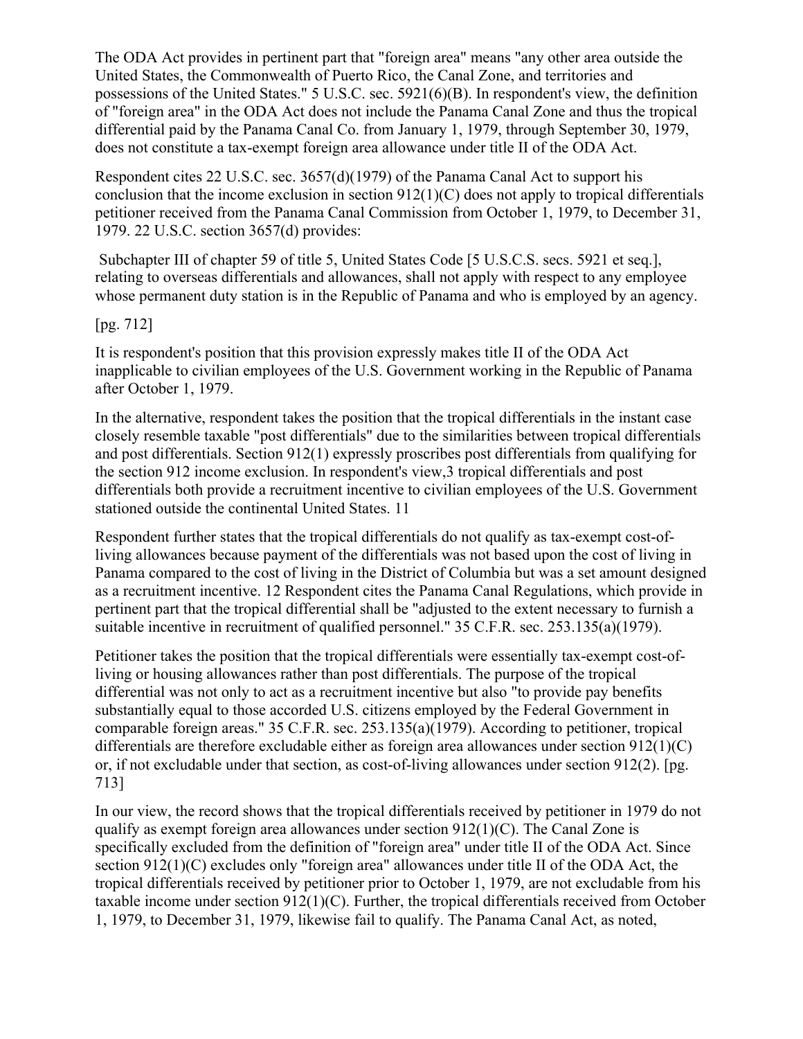The ODA Act provides in pertinent part that "foreign area" means "any other area outside the United States, the Commonwealth of Puerto Rico, the Canal Zone, and territories and possessions of the United States." 5 U.S.C. sec. 5921(6)(B). In respondent's view, the definition of "foreign area" in the ODA Act does not include the Panama Canal Zone and thus the tropical differential paid by the Panama Canal Co. from January 1, 1979, through September 30, 1979, does not constitute a tax-exempt foreign area allowance under title II of the ODA Act.

Respondent cites 22 U.S.C. sec. 3657(d)(1979) of the Panama Canal Act to support his conclusion that the income exclusion in section 912(1)(C) does not apply to tropical differentials petitioner received from the Panama Canal Commission from October 1, 1979, to December 31, 1979. 22 U.S.C. section 3657(d) provides:

Subchapter III of chapter 59 of title 5, United States Code [5 U.S.C.S. secs. 5921 et seq.], relating to overseas differentials and allowances, shall not apply with respect to any employee whose permanent duty station is in the Republic of Panama and who is employed by an agency.

[pg. 712]

It is respondent's position that this provision expressly makes title II of the ODA Act inapplicable to civilian employees of the U.S. Government working in the Republic of Panama after October 1, 1979.

In the alternative, respondent takes the position that the tropical differentials in the instant case closely resemble taxable "post differentials" due to the similarities between tropical differentials and post differentials. Section 912(1) expressly proscribes post differentials from qualifying for the section 912 income exclusion. In respondent's view,3 tropical differentials and post differentials both provide a recruitment incentive to civilian employees of the U.S. Government stationed outside the continental United States. 11

Respondent further states that the tropical differentials do not qualify as tax-exempt cost-of-living allowances because payment of the differentials was not based upon the cost of living in Panama compared to the cost of living in the District of Columbia but was a set amount designed as a recruitment incentive. 12 Respondent cites the Panama Canal Regulations, which provide in pertinent part that the tropical differential shall be "adjusted to the extent necessary to furnish a suitable incentive in recruitment of qualified personnel." 35 C.F.R. sec. 253.135(a)(1979).

Petitioner takes the position that the tropical differentials were essentially tax-exempt cost-of-living or housing allowances rather than post differentials. The purpose of the tropical differential was not only to act as a recruitment incentive but also "to provide pay benefits substantially equal to those accorded U.S. citizens employed by the Federal Government in comparable foreign areas." 35 C.F.R. sec. 253.135(a)(1979). According to petitioner, tropical differentials are therefore excludable either as foreign area allowances under section 912(1)(C) or, if not excludable under that section, as cost-of-living allowances under section 912(2). [pg. 713]

In our view, the record shows that the tropical differentials received by petitioner in 1979 do not qualify as exempt foreign area allowances under section 912(1)(C). The Canal Zone is specifically excluded from the definition of "foreign area" under title II of the ODA Act. Since section 912(1)(C) excludes only "foreign area" allowances under title II of the ODA Act, the tropical differentials received by petitioner prior to October 1, 1979, are not excludable from his taxable income under section 912(1)(C). Further, the tropical differentials received from October 1, 1979, to December 31, 1979, likewise fail to qualify. The Panama Canal Act, as noted,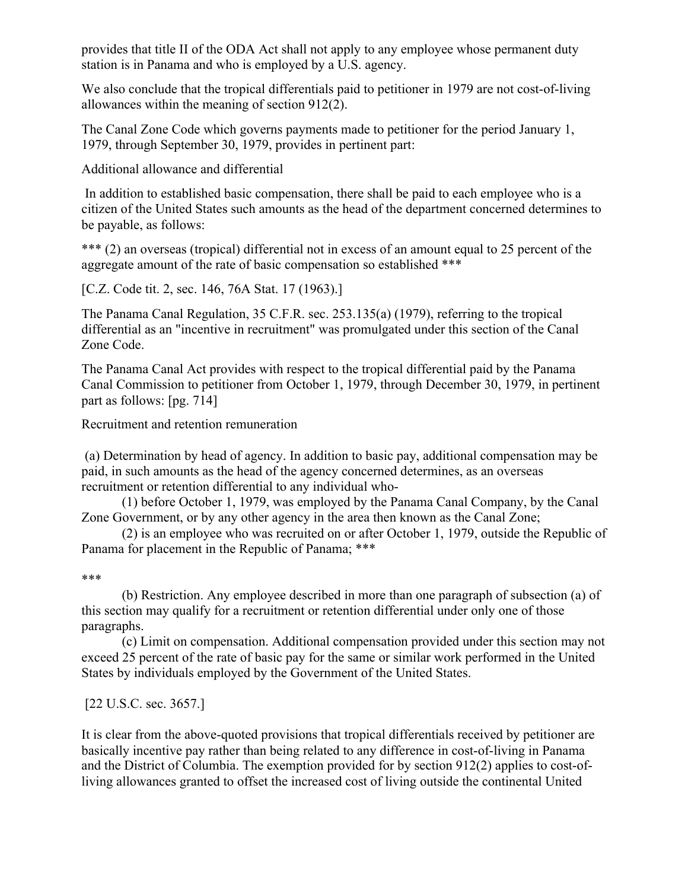provides that title II of the ODA Act shall not apply to any employee whose permanent duty station is in Panama and who is employed by a U.S. agency.

We also conclude that the tropical differentials paid to petitioner in 1979 are not cost-of-living allowances within the meaning of section 912(2).

The Canal Zone Code which governs payments made to petitioner for the period January 1, 1979, through September 30, 1979, provides in pertinent part:

Additional allowance and differential

In addition to established basic compensation, there shall be paid to each employee who is a citizen of the United States such amounts as the head of the department concerned determines to be payable, as follows:

*** (2) an overseas (tropical) differential not in excess of an amount equal to 25 percent of the aggregate amount of the rate of basic compensation so established ***

[C.Z. Code tit. 2, sec. 146, 76A Stat. 17 (1963).]

The Panama Canal Regulation, 35 C.F.R. sec. 253.135(a) (1979), referring to the tropical differential as an "incentive in recruitment" was promulgated under this section of the Canal Zone Code.

The Panama Canal Act provides with respect to the tropical differential paid by the Panama Canal Commission to petitioner from October 1, 1979, through December 30, 1979, in pertinent part as follows: [pg. 714]

Recruitment and retention remuneration

(a) Determination by head of agency. In addition to basic pay, additional compensation may be paid, in such amounts as the head of the agency concerned determines, as an overseas recruitment or retention differential to any individual who-

(1) before October 1, 1979, was employed by the Panama Canal Company, by the Canal Zone Government, or by any other agency in the area then known as the Canal Zone;

(2) is an employee who was recruited on or after October 1, 1979, outside the Republic of Panama for placement in the Republic of Panama; ***

***

(b) Restriction. Any employee described in more than one paragraph of subsection (a) of this section may qualify for a recruitment or retention differential under only one of those paragraphs.

(c) Limit on compensation. Additional compensation provided under this section may not exceed 25 percent of the rate of basic pay for the same or similar work performed in the United States by individuals employed by the Government of the United States.

[22 U.S.C. sec. 3657.]

It is clear from the above-quoted provisions that tropical differentials received by petitioner are basically incentive pay rather than being related to any difference in cost-of-living in Panama and the District of Columbia. The exemption provided for by section 912(2) applies to cost-of-living allowances granted to offset the increased cost of living outside the continental United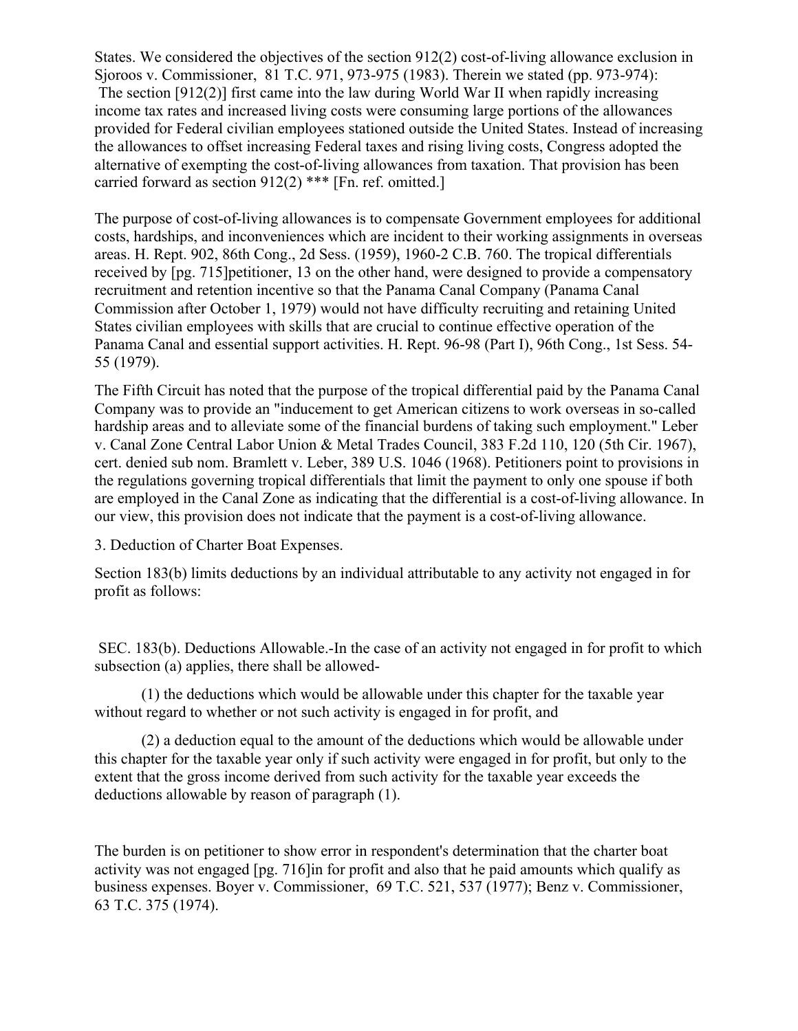States. We considered the objectives of the section 912(2) cost-of-living allowance exclusion in Sjoroos v. Commissioner, 81 T.C. 971, 973-975 (1983). Therein we stated (pp. 973-974):

The section [912(2)] first came into the law during World War II when rapidly increasing income tax rates and increased living costs were consuming large portions of the allowances provided for Federal civilian employees stationed outside the United States. Instead of increasing the allowances to offset increasing Federal taxes and rising living costs, Congress adopted the alternative of exempting the cost-of-living allowances from taxation. That provision has been carried forward as section 912(2) *** [Fn. ref. omitted.]

The purpose of cost-of-living allowances is to compensate Government employees for additional costs, hardships, and inconveniences which are incident to their working assignments in overseas areas. H. Rept. 902, 86th Cong., 2d Sess. (1959), 1960-2 C.B. 760. The tropical differentials received by [pg. 715]petitioner, 13 on the other hand, were designed to provide a compensatory recruitment and retention incentive so that the Panama Canal Company (Panama Canal Commission after October 1, 1979) would not have difficulty recruiting and retaining United States civilian employees with skills that are crucial to continue effective operation of the Panama Canal and essential support activities. H. Rept. 96-98 (Part I), 96th Cong., 1st Sess. 54-55 (1979).

The Fifth Circuit has noted that the purpose of the tropical differential paid by the Panama Canal Company was to provide an "inducement to get American citizens to work overseas in so-called hardship areas and to alleviate some of the financial burdens of taking such employment." Leber v. Canal Zone Central Labor Union & Metal Trades Council, 383 F.2d 110, 120 (5th Cir. 1967), cert. denied sub nom. Bramlett v. Leber, 389 U.S. 1046 (1968). Petitioners point to provisions in the regulations governing tropical differentials that limit the payment to only one spouse if both are employed in the Canal Zone as indicating that the differential is a cost-of-living allowance. In our view, this provision does not indicate that the payment is a cost-of-living allowance.

3. Deduction of Charter Boat Expenses.

Section 183(b) limits deductions by an individual attributable to any activity not engaged in for profit as follows:

SEC. 183(b). Deductions Allowable.-In the case of an activity not engaged in for profit to which subsection (a) applies, there shall be allowed-

(1) the deductions which would be allowable under this chapter for the taxable year without regard to whether or not such activity is engaged in for profit, and

(2) a deduction equal to the amount of the deductions which would be allowable under this chapter for the taxable year only if such activity were engaged in for profit, but only to the extent that the gross income derived from such activity for the taxable year exceeds the deductions allowable by reason of paragraph (1).

The burden is on petitioner to show error in respondent's determination that the charter boat activity was not engaged [pg. 716]in for profit and also that he paid amounts which qualify as business expenses. Boyer v. Commissioner, 69 T.C. 521, 537 (1977); Benz v. Commissioner, 63 T.C. 375 (1974).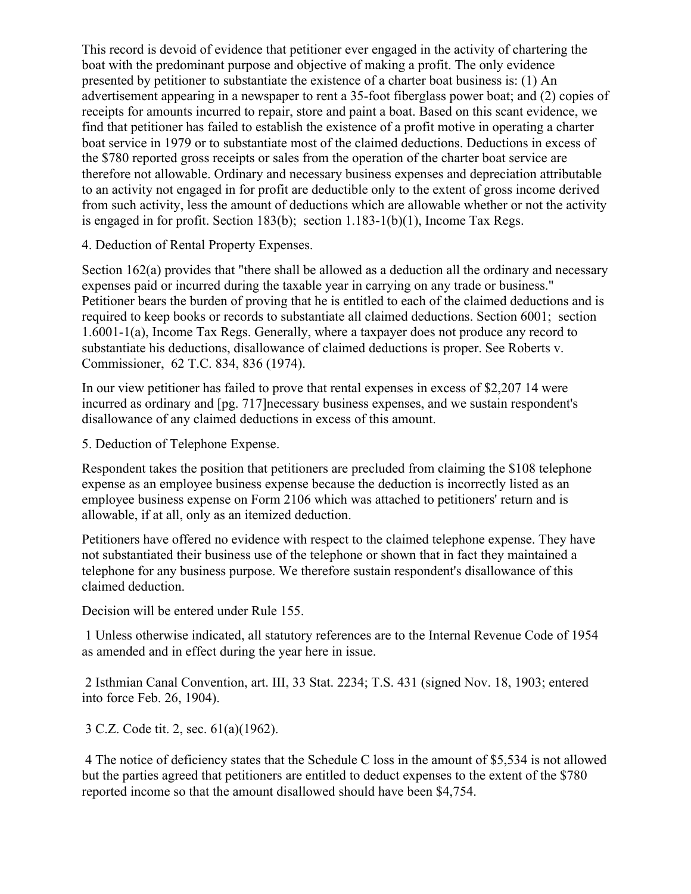This record is devoid of evidence that petitioner ever engaged in the activity of chartering the boat with the predominant purpose and objective of making a profit. The only evidence presented by petitioner to substantiate the existence of a charter boat business is: (1) An advertisement appearing in a newspaper to rent a 35-foot fiberglass power boat; and (2) copies of receipts for amounts incurred to repair, store and paint a boat. Based on this scant evidence, we find that petitioner has failed to establish the existence of a profit motive in operating a charter boat service in 1979 or to substantiate most of the claimed deductions. Deductions in excess of the $780 reported gross receipts or sales from the operation of the charter boat service are therefore not allowable. Ordinary and necessary business expenses and depreciation attributable to an activity not engaged in for profit are deductible only to the extent of gross income derived from such activity, less the amount of deductions which are allowable whether or not the activity is engaged in for profit. Section 183(b); section 1.183-1(b)(1), Income Tax Regs.

4. Deduction of Rental Property Expenses.

Section 162(a) provides that "there shall be allowed as a deduction all the ordinary and necessary expenses paid or incurred during the taxable year in carrying on any trade or business." Petitioner bears the burden of proving that he is entitled to each of the claimed deductions and is required to keep books or records to substantiate all claimed deductions. Section 6001; section 1.6001-1(a), Income Tax Regs. Generally, where a taxpayer does not produce any record to substantiate his deductions, disallowance of claimed deductions is proper. See Roberts v. Commissioner, 62 T.C. 834, 836 (1974).

In our view petitioner has failed to prove that rental expenses in excess of $2,207 14 were incurred as ordinary and [pg. 717]necessary business expenses, and we sustain respondent's disallowance of any claimed deductions in excess of this amount.

5. Deduction of Telephone Expense.

Respondent takes the position that petitioners are precluded from claiming the $108 telephone expense as an employee business expense because the deduction is incorrectly listed as an employee business expense on Form 2106 which was attached to petitioners' return and is allowable, if at all, only as an itemized deduction.

Petitioners have offered no evidence with respect to the claimed telephone expense. They have not substantiated their business use of the telephone or shown that in fact they maintained a telephone for any business purpose. We therefore sustain respondent's disallowance of this claimed deduction.

Decision will be entered under Rule 155.

1 Unless otherwise indicated, all statutory references are to the Internal Revenue Code of 1954 as amended and in effect during the year here in issue.

2 Isthmian Canal Convention, art. III, 33 Stat. 2234; T.S. 431 (signed Nov. 18, 1903; entered into force Feb. 26, 1904).

3 C.Z. Code tit. 2, sec. 61(a)(1962).

4 The notice of deficiency states that the Schedule C loss in the amount of $5,534 is not allowed but the parties agreed that petitioners are entitled to deduct expenses to the extent of the $780 reported income so that the amount disallowed should have been $4,754.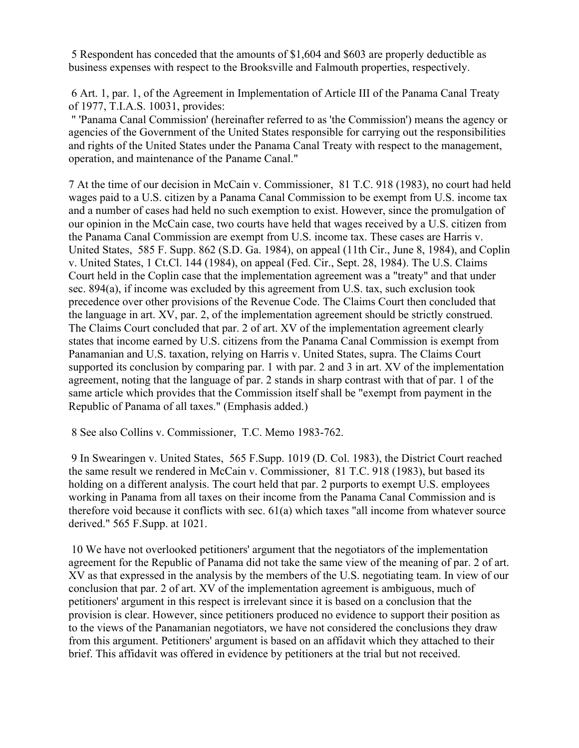5 Respondent has conceded that the amounts of $1,604 and $603 are properly deductible as business expenses with respect to the Brooksville and Falmouth properties, respectively.

6 Art. 1, par. 1, of the Agreement in Implementation of Article III of the Panama Canal Treaty of 1977, T.I.A.S. 10031, provides:

" 'Panama Canal Commission' (hereinafter referred to as 'the Commission') means the agency or agencies of the Government of the United States responsible for carrying out the responsibilities and rights of the United States under the Panama Canal Treaty with respect to the management, operation, and maintenance of the Paname Canal."

7 At the time of our decision in McCain v. Commissioner, 81 T.C. 918 (1983), no court had held wages paid to a U.S. citizen by a Panama Canal Commission to be exempt from U.S. income tax and a number of cases had held no such exemption to exist. However, since the promulgation of our opinion in the McCain case, two courts have held that wages received by a U.S. citizen from the Panama Canal Commission are exempt from U.S. income tax. These cases are Harris v. United States, 585 F. Supp. 862 (S.D. Ga. 1984), on appeal (11th Cir., June 8, 1984), and Coplin v. United States, 1 Ct.Cl. 144 (1984), on appeal (Fed. Cir., Sept. 28, 1984). The U.S. Claims Court held in the Coplin case that the implementation agreement was a "treaty" and that under sec. 894(a), if income was excluded by this agreement from U.S. tax, such exclusion took precedence over other provisions of the Revenue Code. The Claims Court then concluded that the language in art. XV, par. 2, of the implementation agreement should be strictly construed. The Claims Court concluded that par. 2 of art. XV of the implementation agreement clearly states that income earned by U.S. citizens from the Panama Canal Commission is exempt from Panamanian and U.S. taxation, relying on Harris v. United States, supra. The Claims Court supported its conclusion by comparing par. 1 with par. 2 and 3 in art. XV of the implementation agreement, noting that the language of par. 2 stands in sharp contrast with that of par. 1 of the same article which provides that the Commission itself shall be "exempt from payment in the Republic of Panama of all taxes." (Emphasis added.)

8 See also Collins v. Commissioner, T.C. Memo 1983-762.

9 In Swearingen v. United States, 565 F.Supp. 1019 (D. Col. 1983), the District Court reached the same result we rendered in McCain v. Commissioner, 81 T.C. 918 (1983), but based its holding on a different analysis. The court held that par. 2 purports to exempt U.S. employees working in Panama from all taxes on their income from the Panama Canal Commission and is therefore void because it conflicts with sec. 61(a) which taxes "all income from whatever source derived." 565 F.Supp. at 1021.

10 We have not overlooked petitioners' argument that the negotiators of the implementation agreement for the Republic of Panama did not take the same view of the meaning of par. 2 of art. XV as that expressed in the analysis by the members of the U.S. negotiating team. In view of our conclusion that par. 2 of art. XV of the implementation agreement is ambiguous, much of petitioners' argument in this respect is irrelevant since it is based on a conclusion that the provision is clear. However, since petitioners produced no evidence to support their position as to the views of the Panamanian negotiators, we have not considered the conclusions they draw from this argument. Petitioners' argument is based on an affidavit which they attached to their brief. This affidavit was offered in evidence by petitioners at the trial but not received.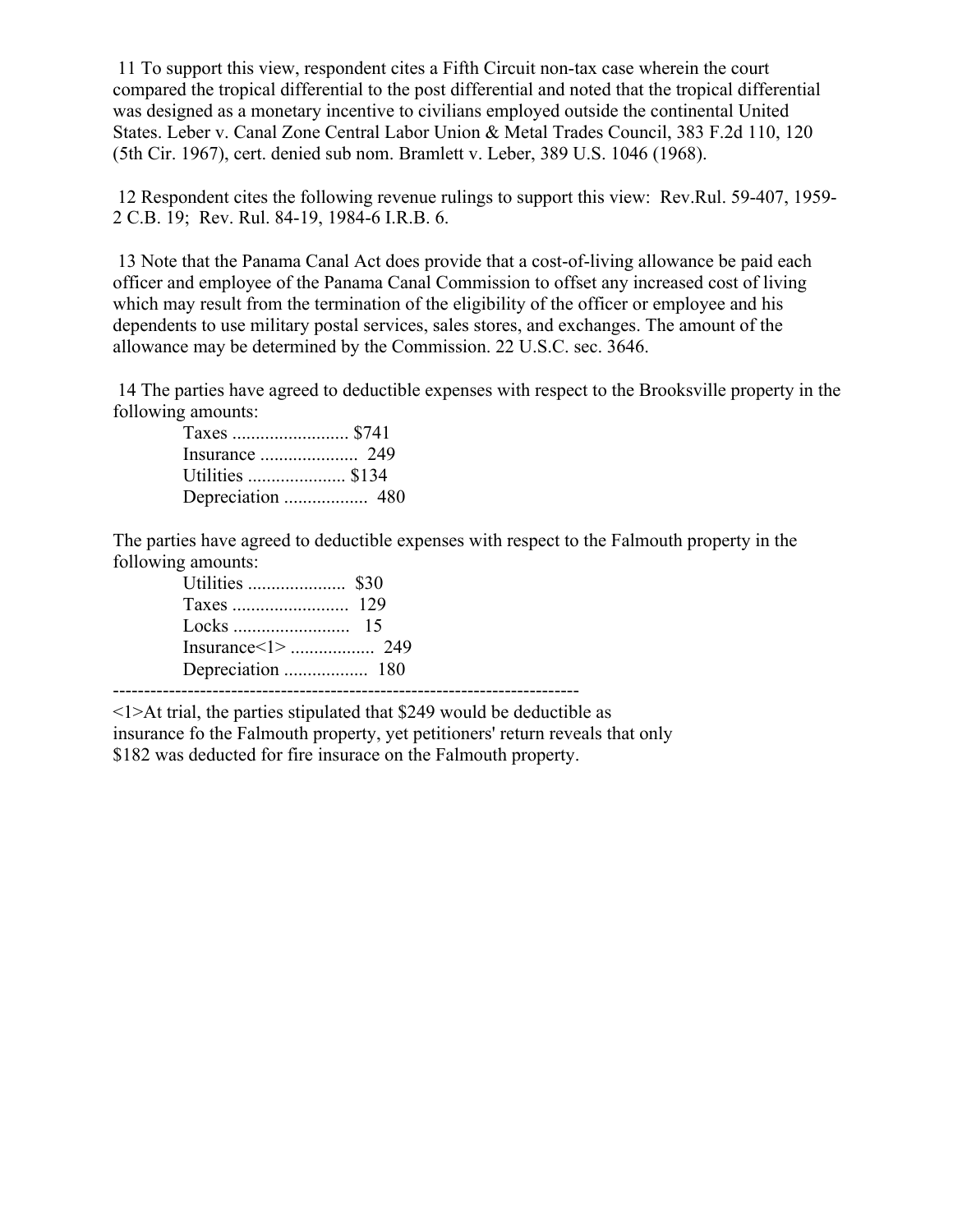11 To support this view, respondent cites a Fifth Circuit non-tax case wherein the court compared the tropical differential to the post differential and noted that the tropical differential was designed as a monetary incentive to civilians employed outside the continental United States. Leber v. Canal Zone Central Labor Union & Metal Trades Council, 383 F.2d 110, 120 (5th Cir. 1967), cert. denied sub nom. Bramlett v. Leber, 389 U.S. 1046 (1968).

12 Respondent cites the following revenue rulings to support this view: Rev.Rul. 59-407, 1959-2 C.B. 19; Rev. Rul. 84-19, 1984-6 I.R.B. 6.

13 Note that the Panama Canal Act does provide that a cost-of-living allowance be paid each officer and employee of the Panama Canal Commission to offset any increased cost of living which may result from the termination of the eligibility of the officer or employee and his dependents to use military postal services, sales stores, and exchanges. The amount of the allowance may be determined by the Commission. 22 U.S.C. sec. 3646.

14 The parties have agreed to deductible expenses with respect to the Brooksville property in the following amounts:

```
Taxes ......................... $741
Insurance .....................  249
Utilities ..................... $134
Depreciation ..................  480
```

The parties have agreed to deductible expenses with respect to the Falmouth property in the following amounts:

```
Utilities .....................  $30
Taxes .........................  129
Locks .........................   15
Insurance<1> ..................  249
Depreciation ..................  180
```

---------------------------------------------------------------------------

<1>At trial, the parties stipulated that $249 would be deductible as insurance fo the Falmouth property, yet petitioners' return reveals that only $182 was deducted for fire insurace on the Falmouth property.